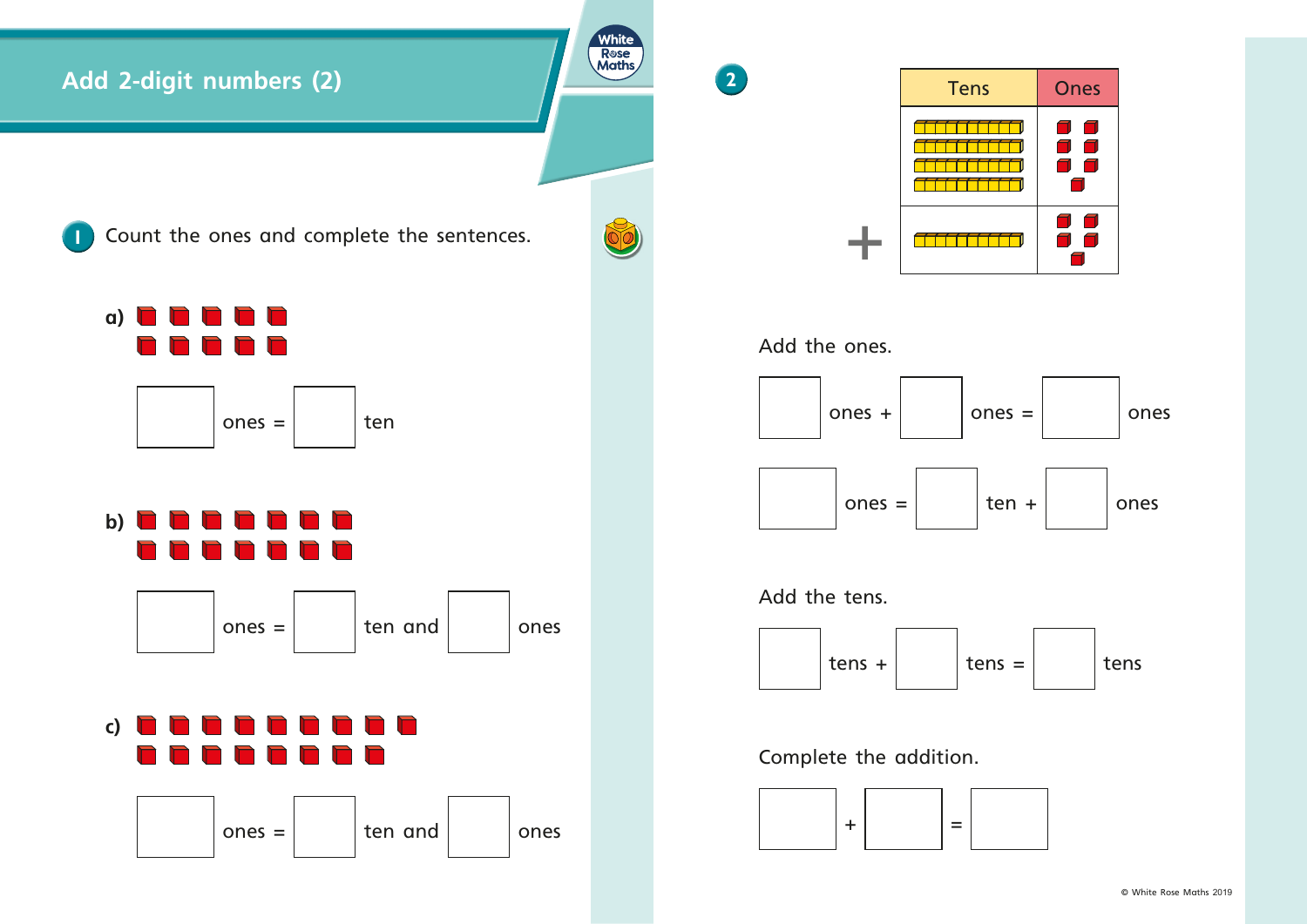# Add 2-digit numbers (2)

**1** Count the ones and complete the sentences.

**a)**

☐ ones = ☐ ten

**b)**

☐ ones = ☐ ten and ☐ ones

**c)**

☐ ones = ☐ ten and ☐ ones

**2**

| | Tens | Ones |
|---|---|---|
| | | |
| + | | |

Add the ones.

☐ ones + ☐ ones = ☐ ones

☐ ones = ☐ ten + ☐ ones

Add the tens.

☐ tens + ☐ tens = ☐ tens

Complete the addition.

☐ + ☐ = ☐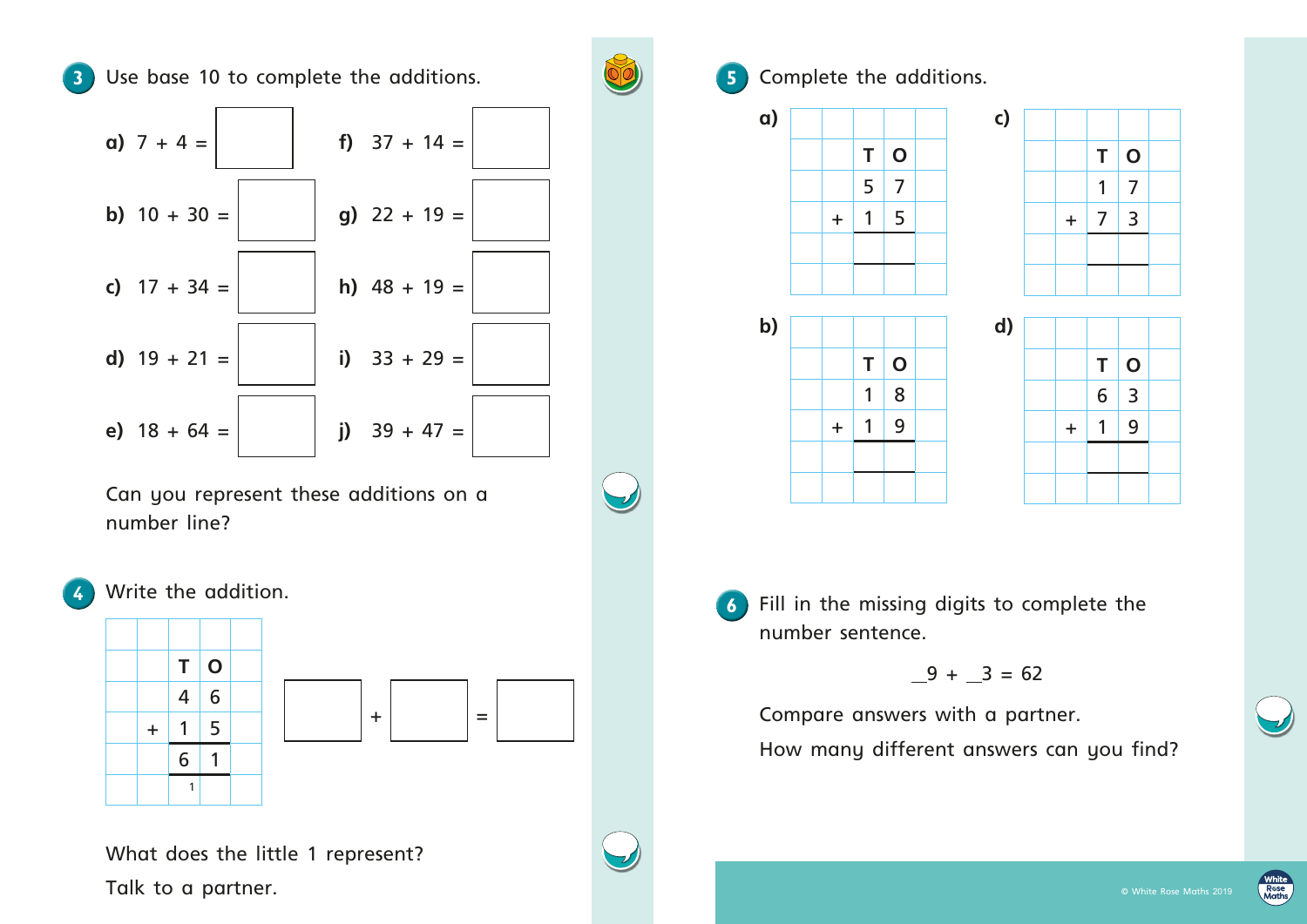**3** Use base 10 to complete the additions.

a) 7 + 4 = ☐

b) 10 + 30 = ☐

c) 17 + 34 = ☐

d) 19 + 21 = ☐

e) 18 + 64 = ☐

f) 37 + 14 = ☐

g) 22 + 19 = ☐

h) 48 + 19 = ☐

i) 33 + 29 = ☐

j) 39 + 47 = ☐

Can you represent these additions on a number line?

**4** Write the addition.

| | T | O |
|---|---|---|
| | 4 | 6 |
| + | 1 | 5 |
| | 6 | 1 |
| | 1 | |

☐ + ☐ = ☐

What does the little 1 represent?

Talk to a partner.

**5** Complete the additions.

a)

| | T | O |
|---|---|---|
| | 5 | 7 |
| + | 1 | 5 |
| | | |

b)

| | T | O |
|---|---|---|
| | 1 | 8 |
| + | 1 | 9 |
| | | |

c)

| | T | O |
|---|---|---|
| | 1 | 7 |
| + | 7 | 3 |
| | | |

d)

| | T | O |
|---|---|---|
| | 6 | 3 |
| + | 1 | 9 |
| | | |

**6** Fill in the missing digits to complete the number sentence.

_9 + _3 = 62

Compare answers with a partner.

How many different answers can you find?